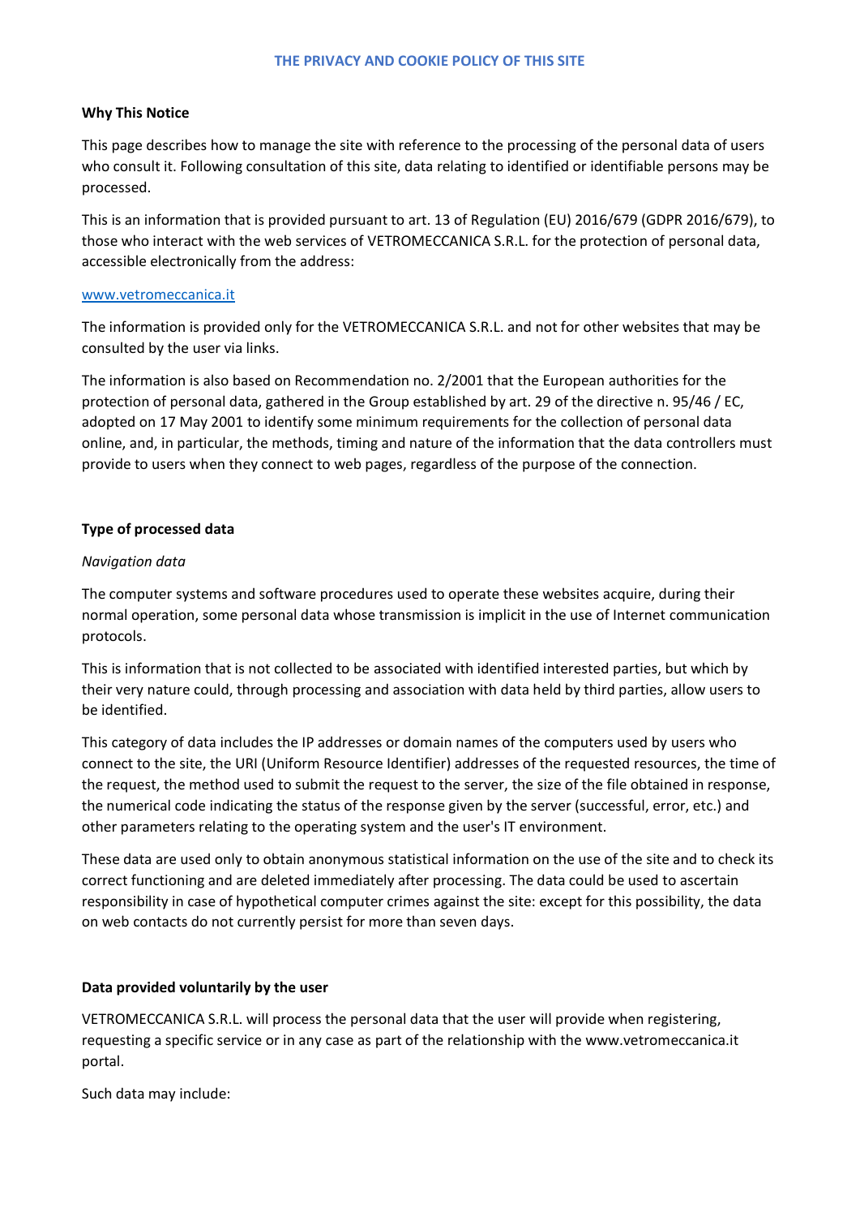# THE PRIVACY AND COOKIE POLICY OF THIS SITE

**Why This Notice**

This page describes how to manage the site with reference to the processing of the personal data of users who consult it. Following consultation of this site, data relating to identified or identifiable persons may be processed.

This is an information that is provided pursuant to art. 13 of Regulation (EU) 2016/679 (GDPR 2016/679), to those who interact with the web services of VETROMECCANICA S.R.L. for the protection of personal data, accessible electronically from the address:

[www.vetromeccanica.it](http://www.vetromeccanica.it)

The information is provided only for the VETROMECCANICA S.R.L. and not for other websites that may be consulted by the user via links.

The information is also based on Recommendation no. 2/2001 that the European authorities for the protection of personal data, gathered in the Group established by art. 29 of the directive n. 95/46 / EC, adopted on 17 May 2001 to identify some minimum requirements for the collection of personal data online, and, in particular, the methods, timing and nature of the information that the data controllers must provide to users when they connect to web pages, regardless of the purpose of the connection.

**Type of processed data**

*Navigation data*

The computer systems and software procedures used to operate these websites acquire, during their normal operation, some personal data whose transmission is implicit in the use of Internet communication protocols.

This is information that is not collected to be associated with identified interested parties, but which by their very nature could, through processing and association with data held by third parties, allow users to be identified.

This category of data includes the IP addresses or domain names of the computers used by users who connect to the site, the URI (Uniform Resource Identifier) addresses of the requested resources, the time of the request, the method used to submit the request to the server, the size of the file obtained in response, the numerical code indicating the status of the response given by the server (successful, error, etc.) and other parameters relating to the operating system and the user's IT environment.

These data are used only to obtain anonymous statistical information on the use of the site and to check its correct functioning and are deleted immediately after processing. The data could be used to ascertain responsibility in case of hypothetical computer crimes against the site: except for this possibility, the data on web contacts do not currently persist for more than seven days.

**Data provided voluntarily by the user**

VETROMECCANICA S.R.L. will process the personal data that the user will provide when registering, requesting a specific service or in any case as part of the relationship with the www.vetromeccanica.it portal.

Such data may include: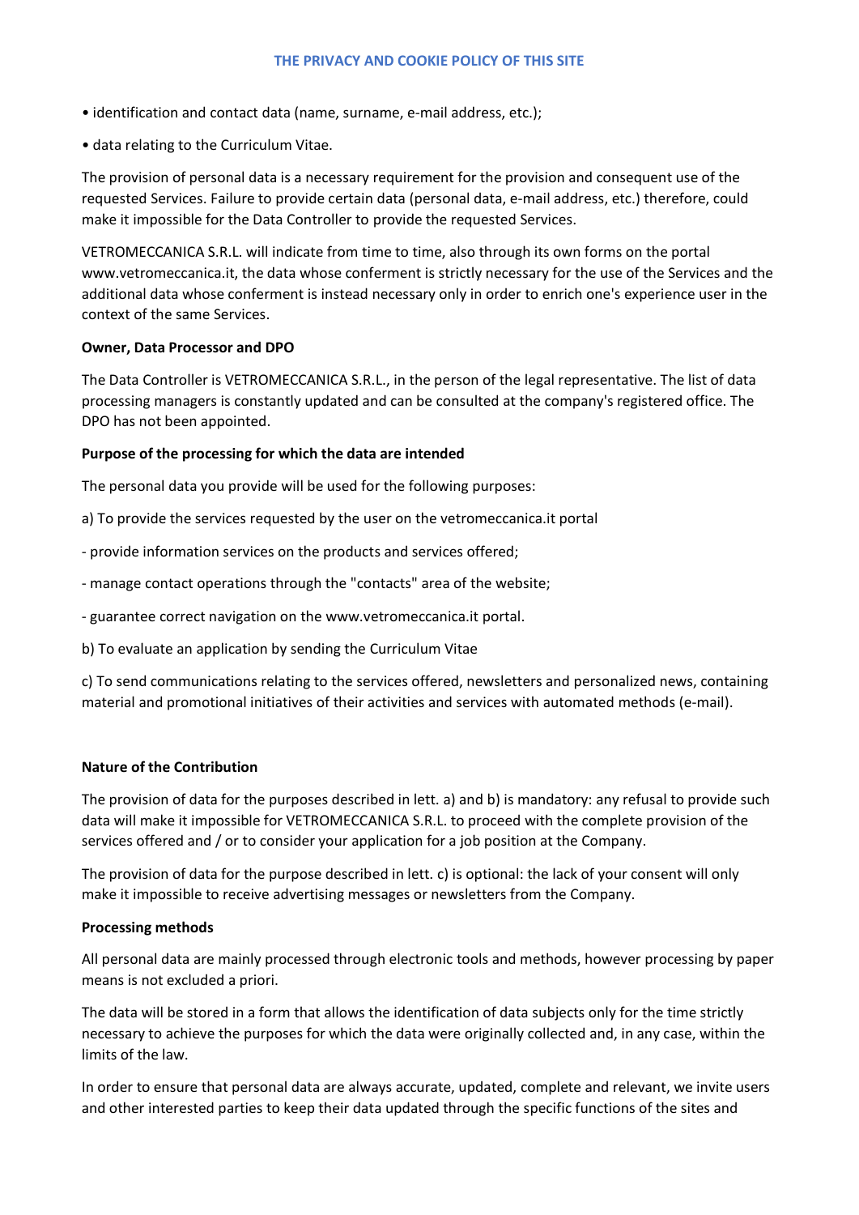- identification and contact data (name, surname, e-mail address, etc.);
- data relating to the Curriculum Vitae.

The provision of personal data is a necessary requirement for the provision and consequent use of the requested Services. Failure to provide certain data (personal data, e-mail address, etc.) therefore, could make it impossible for the Data Controller to provide the requested Services.

VETROMECCANICA S.R.L. will indicate from time to time, also through its own forms on the portal www.vetromeccanica.it, the data whose conferment is strictly necessary for the use of the Services and the additional data whose conferment is instead necessary only in order to enrich one's experience user in the context of the same Services.

**Owner, Data Processor and DPO**

The Data Controller is VETROMECCANICA S.R.L., in the person of the legal representative. The list of data processing managers is constantly updated and can be consulted at the company's registered office. The DPO has not been appointed.

**Purpose of the processing for which the data are intended**

The personal data you provide will be used for the following purposes:

a) To provide the services requested by the user on the vetromeccanica.it portal

- provide information services on the products and services offered;
- manage contact operations through the "contacts" area of the website;
- guarantee correct navigation on the www.vetromeccanica.it portal.

b) To evaluate an application by sending the Curriculum Vitae

c) To send communications relating to the services offered, newsletters and personalized news, containing material and promotional initiatives of their activities and services with automated methods (e-mail).

**Nature of the Contribution**

The provision of data for the purposes described in lett. a) and b) is mandatory: any refusal to provide such data will make it impossible for VETROMECCANICA S.R.L. to proceed with the complete provision of the services offered and / or to consider your application for a job position at the Company.

The provision of data for the purpose described in lett. c) is optional: the lack of your consent will only make it impossible to receive advertising messages or newsletters from the Company.

**Processing methods**

All personal data are mainly processed through electronic tools and methods, however processing by paper means is not excluded a priori.

The data will be stored in a form that allows the identification of data subjects only for the time strictly necessary to achieve the purposes for which the data were originally collected and, in any case, within the limits of the law.

In order to ensure that personal data are always accurate, updated, complete and relevant, we invite users and other interested parties to keep their data updated through the specific functions of the sites and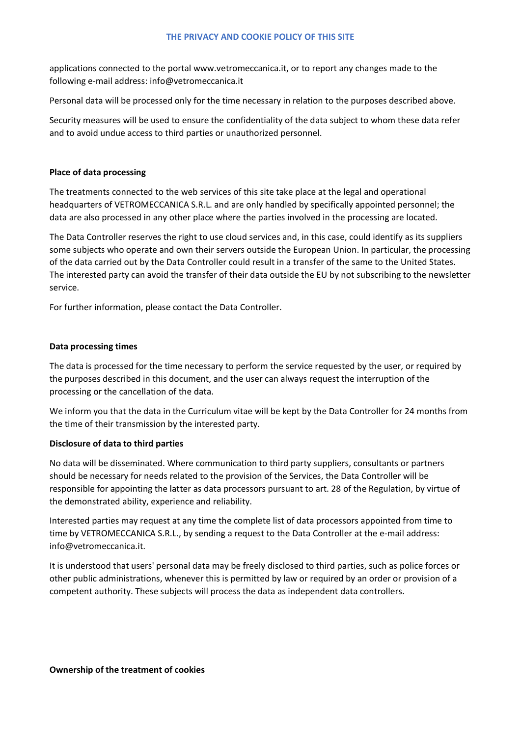applications connected to the portal www.vetromeccanica.it, or to report any changes made to the following e-mail address: info@vetromeccanica.it

Personal data will be processed only for the time necessary in relation to the purposes described above.

Security measures will be used to ensure the confidentiality of the data subject to whom these data refer and to avoid undue access to third parties or unauthorized personnel.

**Place of data processing**

The treatments connected to the web services of this site take place at the legal and operational headquarters of VETROMECCANICA S.R.L. and are only handled by specifically appointed personnel; the data are also processed in any other place where the parties involved in the processing are located.

The Data Controller reserves the right to use cloud services and, in this case, could identify as its suppliers some subjects who operate and own their servers outside the European Union. In particular, the processing of the data carried out by the Data Controller could result in a transfer of the same to the United States. The interested party can avoid the transfer of their data outside the EU by not subscribing to the newsletter service.

For further information, please contact the Data Controller.

**Data processing times**

The data is processed for the time necessary to perform the service requested by the user, or required by the purposes described in this document, and the user can always request the interruption of the processing or the cancellation of the data.

We inform you that the data in the Curriculum vitae will be kept by the Data Controller for 24 months from the time of their transmission by the interested party.

**Disclosure of data to third parties**

No data will be disseminated. Where communication to third party suppliers, consultants or partners should be necessary for needs related to the provision of the Services, the Data Controller will be responsible for appointing the latter as data processors pursuant to art. 28 of the Regulation, by virtue of the demonstrated ability, experience and reliability.

Interested parties may request at any time the complete list of data processors appointed from time to time by VETROMECCANICA S.R.L., by sending a request to the Data Controller at the e-mail address: info@vetromeccanica.it.

It is understood that users' personal data may be freely disclosed to third parties, such as police forces or other public administrations, whenever this is permitted by law or required by an order or provision of a competent authority. These subjects will process the data as independent data controllers.

**Ownership of the treatment of cookies**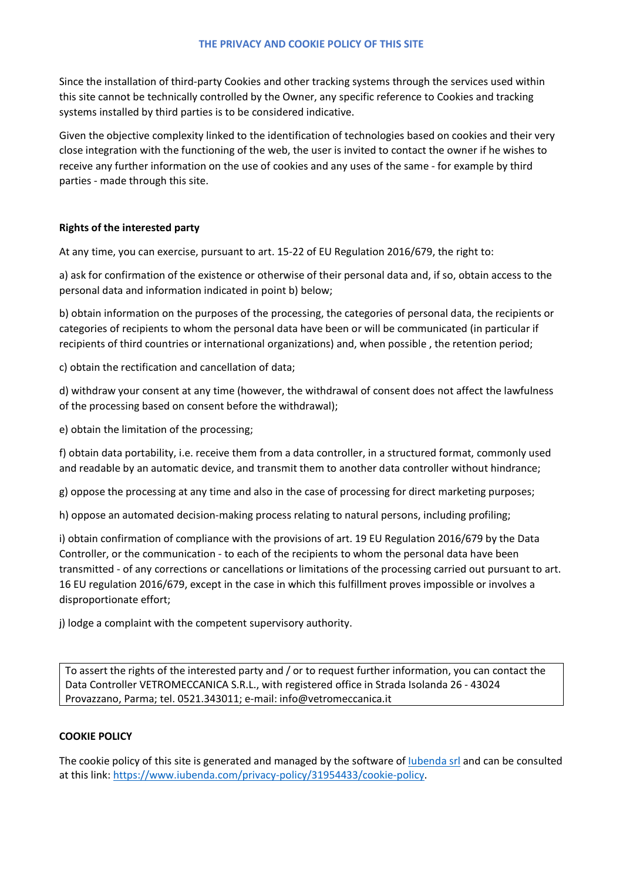## THE PRIVACY AND COOKIE POLICY OF THIS SITE

Since the installation of third-party Cookies and other tracking systems through the services used within this site cannot be technically controlled by the Owner, any specific reference to Cookies and tracking systems installed by third parties is to be considered indicative.

Given the objective complexity linked to the identification of technologies based on cookies and their very close integration with the functioning of the web, the user is invited to contact the owner if he wishes to receive any further information on the use of cookies and any uses of the same - for example by third parties - made through this site.

### Rights of the interested party

At any time, you can exercise, pursuant to art. 15-22 of EU Regulation 2016/679, the right to:

a) ask for confirmation of the existence or otherwise of their personal data and, if so, obtain access to the personal data and information indicated in point b) below;

b) obtain information on the purposes of the processing, the categories of personal data, the recipients or categories of recipients to whom the personal data have been or will be communicated (in particular if recipients of third countries or international organizations) and, when possible , the retention period;

c) obtain the rectification and cancellation of data;

d) withdraw your consent at any time (however, the withdrawal of consent does not affect the lawfulness of the processing based on consent before the withdrawal);

e) obtain the limitation of the processing;

f) obtain data portability, i.e. receive them from a data controller, in a structured format, commonly used and readable by an automatic device, and transmit them to another data controller without hindrance;

g) oppose the processing at any time and also in the case of processing for direct marketing purposes;

h) oppose an automated decision-making process relating to natural persons, including profiling;

i) obtain confirmation of compliance with the provisions of art. 19 EU Regulation 2016/679 by the Data Controller, or the communication - to each of the recipients to whom the personal data have been transmitted - of any corrections or cancellations or limitations of the processing carried out pursuant to art. 16 EU regulation 2016/679, except in the case in which this fulfillment proves impossible or involves a disproportionate effort;

j) lodge a complaint with the competent supervisory authority.

To assert the rights of the interested party and / or to request further information, you can contact the Data Controller VETROMECCANICA S.R.L., with registered office in Strada Isolanda 26 - 43024 Provazzano, Parma; tel. 0521.343011; e-mail: info@vetromeccanica.it

### COOKIE POLICY

The cookie policy of this site is generated and managed by the software of Iubenda srl and can be consulted at this link: https://www.iubenda.com/privacy-policy/31954433/cookie-policy.